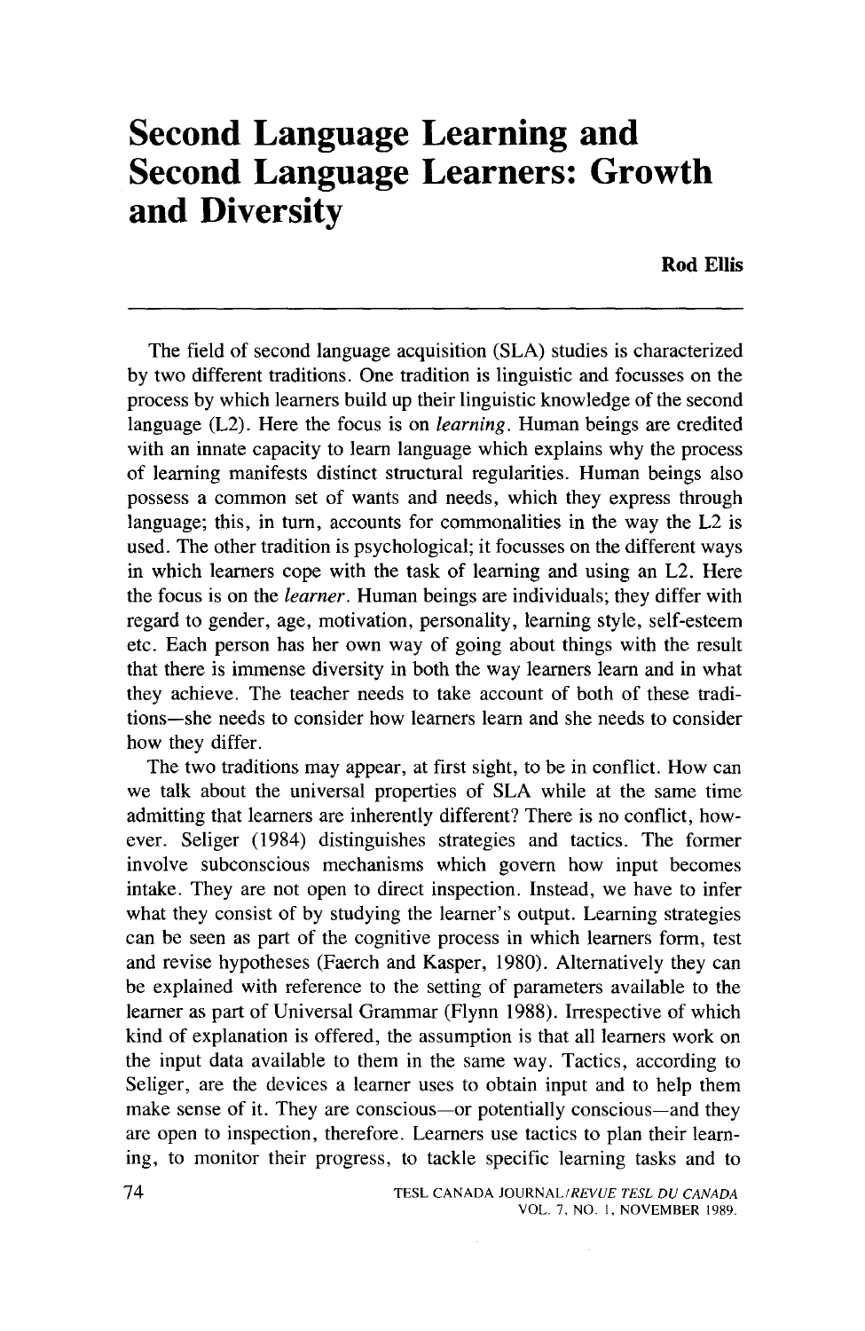# Second Language Learning and Second Language Learners: Growth and Diversity

**Rod Ellis**

The field of second language acquisition (SLA) studies is characterized by two different traditions. One tradition is linguistic and focusses on the process by which learners build up their linguistic knowledge of the second language (L2). Here the focus is on *learning*. Human beings are credited with an innate capacity to learn language which explains why the process of learning manifests distinct structural regularities. Human beings also possess a common set of wants and needs, which they express through language; this, in turn, accounts for commonalities in the way the L2 is used. The other tradition is psychological; it focusses on the different ways in which learners cope with the task of learning and using an L2. Here the focus is on the *learner*. Human beings are individuals; they differ with regard to gender, age, motivation, personality, learning style, self-esteem etc. Each person has her own way of going about things with the result that there is immense diversity in both the way learners learn and in what they achieve. The teacher needs to take account of both of these traditions—she needs to consider how learners learn and she needs to consider how they differ.

The two traditions may appear, at first sight, to be in conflict. How can we talk about the universal properties of SLA while at the same time admitting that learners are inherently different? There is no conflict, however. Seliger (1984) distinguishes strategies and tactics. The former involve subconscious mechanisms which govern how input becomes intake. They are not open to direct inspection. Instead, we have to infer what they consist of by studying the learner's output. Learning strategies can be seen as part of the cognitive process in which learners form, test and revise hypotheses (Faerch and Kasper, 1980). Alternatively they can be explained with reference to the setting of parameters available to the learner as part of Universal Grammar (Flynn 1988). Irrespective of which kind of explanation is offered, the assumption is that all learners work on the input data available to them in the same way. Tactics, according to Seliger, are the devices a learner uses to obtain input and to help them make sense of it. They are conscious—or potentially conscious—and they are open to inspection, therefore. Learners use tactics to plan their learning, to monitor their progress, to tackle specific learning tasks and to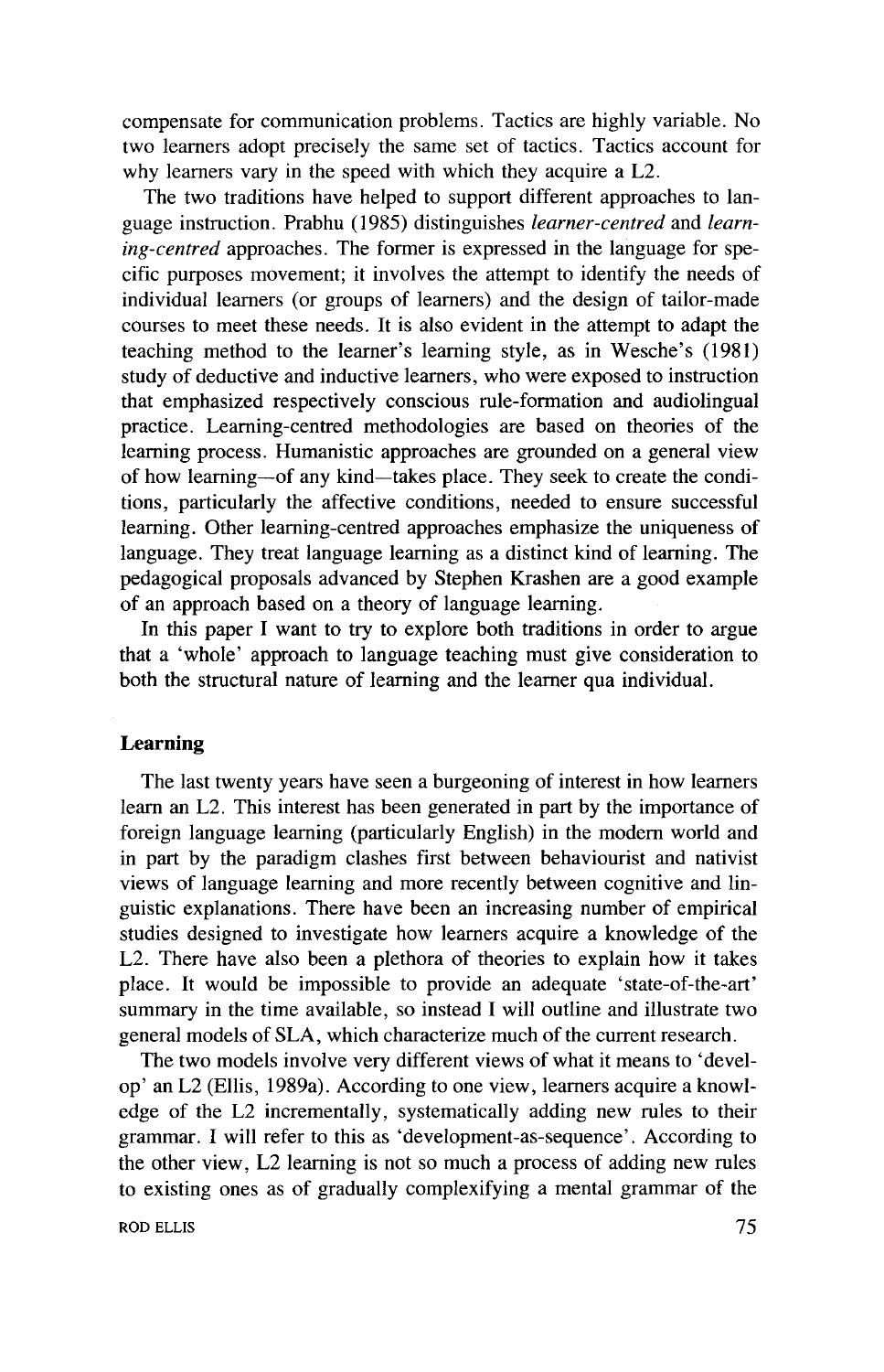compensate for communication problems. Tactics are highly variable. No two learners adopt precisely the same set of tactics. Tactics account for why learners vary in the speed with which they acquire a L2.

The two traditions have helped to support different approaches to language instruction. Prabhu (1985) distinguishes *learner-centred* and *learning-centred* approaches. The former is expressed in the language for specific purposes movement; it involves the attempt to identify the needs of individual learners (or groups of learners) and the design of tailor-made courses to meet these needs. It is also evident in the attempt to adapt the teaching method to the learner's learning style, as in Wesche's (1981) study of deductive and inductive learners, who were exposed to instruction that emphasized respectively conscious rule-formation and audiolingual practice. Learning-centred methodologies are based on theories of the learning process. Humanistic approaches are grounded on a general view of how learning—of any kind—takes place. They seek to create the conditions, particularly the affective conditions, needed to ensure successful learning. Other learning-centred approaches emphasize the uniqueness of language. They treat language learning as a distinct kind of learning. The pedagogical proposals advanced by Stephen Krashen are a good example of an approach based on a theory of language learning.

In this paper I want to try to explore both traditions in order to argue that a 'whole' approach to language teaching must give consideration to both the structural nature of learning and the learner qua individual.

## Learning

The last twenty years have seen a burgeoning of interest in how learners learn an L2. This interest has been generated in part by the importance of foreign language learning (particularly English) in the modern world and in part by the paradigm clashes first between behaviourist and nativist views of language learning and more recently between cognitive and linguistic explanations. There have been an increasing number of empirical studies designed to investigate how learners acquire a knowledge of the L2. There have also been a plethora of theories to explain how it takes place. It would be impossible to provide an adequate 'state-of-the-art' summary in the time available, so instead I will outline and illustrate two general models of SLA, which characterize much of the current research.

The two models involve very different views of what it means to 'develop' an L2 (Ellis, 1989a). According to one view, learners acquire a knowledge of the L2 incrementally, systematically adding new rules to their grammar. I will refer to this as 'development-as-sequence'. According to the other view, L2 learning is not so much a process of adding new rules to existing ones as of gradually complexifying a mental grammar of the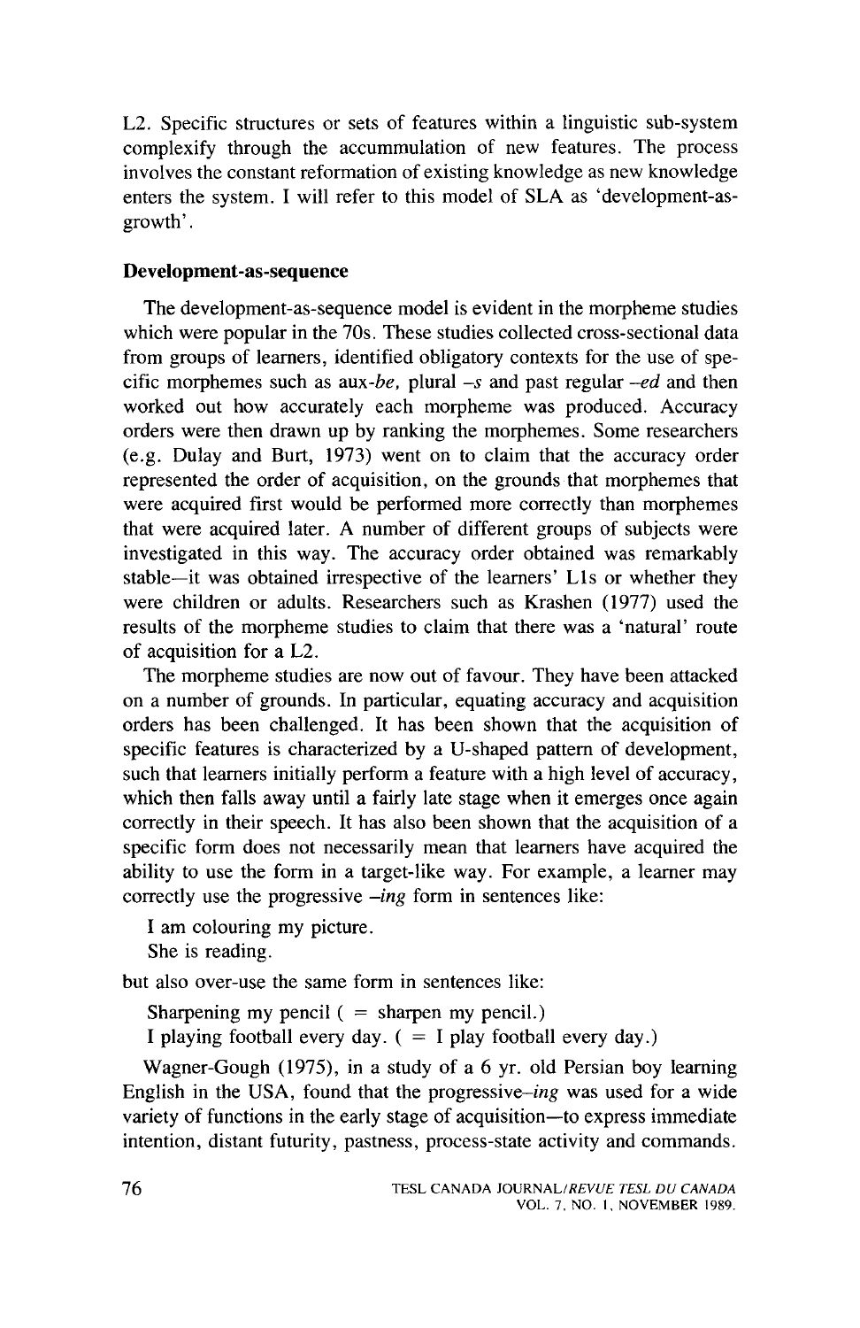L2. Specific structures or sets of features within a linguistic sub-system complexify through the accummulation of new features. The process involves the constant reformation of existing knowledge as new knowledge enters the system. I will refer to this model of SLA as 'development-as-growth'.

**Development-as-sequence**

The development-as-sequence model is evident in the morpheme studies which were popular in the 70s. These studies collected cross-sectional data from groups of learners, identified obligatory contexts for the use of specific morphemes such as aux-*be*, plural *–s* and past regular *–ed* and then worked out how accurately each morpheme was produced. Accuracy orders were then drawn up by ranking the morphemes. Some researchers (e.g. Dulay and Burt, 1973) went on to claim that the accuracy order represented the order of acquisition, on the grounds that morphemes that were acquired first would be performed more correctly than morphemes that were acquired later. A number of different groups of subjects were investigated in this way. The accuracy order obtained was remarkably stable—it was obtained irrespective of the learners' L1s or whether they were children or adults. Researchers such as Krashen (1977) used the results of the morpheme studies to claim that there was a 'natural' route of acquisition for a L2.

The morpheme studies are now out of favour. They have been attacked on a number of grounds. In particular, equating accuracy and acquisition orders has been challenged. It has been shown that the acquisition of specific features is characterized by a U-shaped pattern of development, such that learners initially perform a feature with a high level of accuracy, which then falls away until a fairly late stage when it emerges once again correctly in their speech. It has also been shown that the acquisition of a specific form does not necessarily mean that learners have acquired the ability to use the form in a target-like way. For example, a learner may correctly use the progressive *–ing* form in sentences like:

I am colouring my picture.
She is reading.

but also over-use the same form in sentences like:

Sharpening my pencil ( = sharpen my pencil.)
I playing football every day. ( = I play football every day.)

Wagner-Gough (1975), in a study of a 6 yr. old Persian boy learning English in the USA, found that the progressive*–ing* was used for a wide variety of functions in the early stage of acquisition—to express immediate intention, distant futurity, pastness, process-state activity and commands.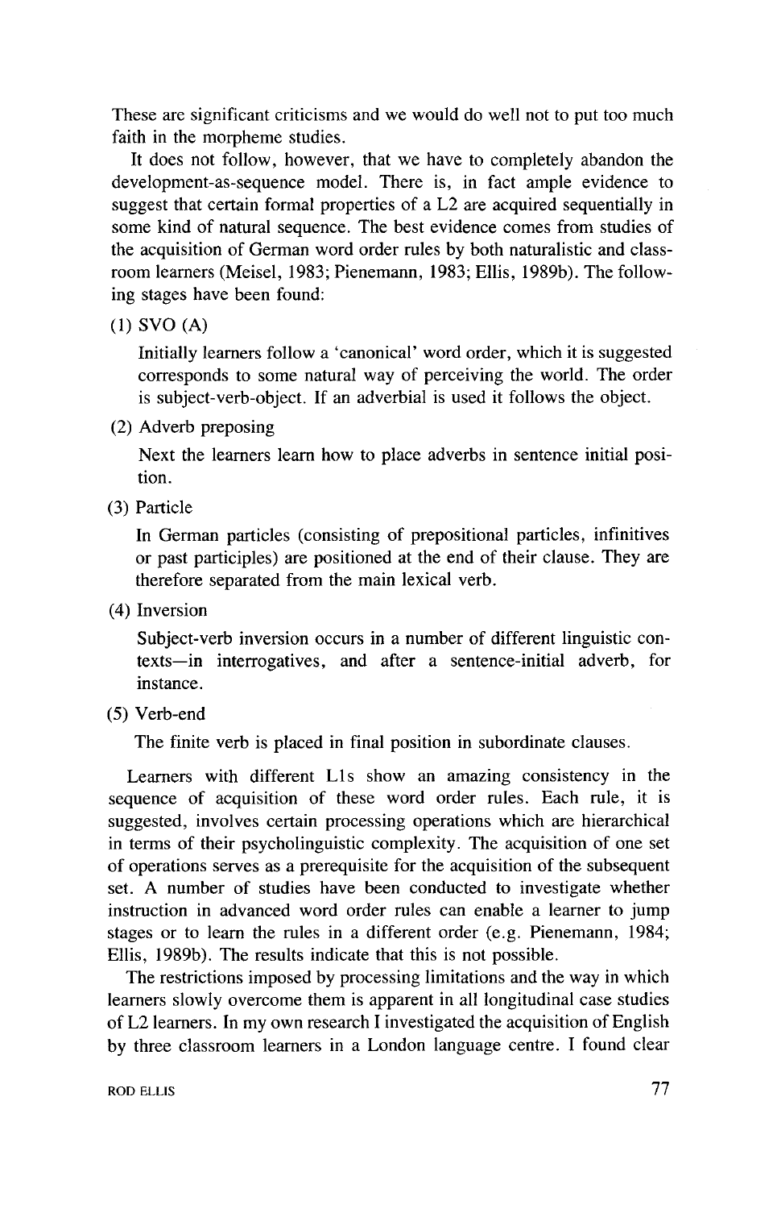These are significant criticisms and we would do well not to put too much faith in the morpheme studies.

It does not follow, however, that we have to completely abandon the development-as-sequence model. There is, in fact ample evidence to suggest that certain formal properties of a L2 are acquired sequentially in some kind of natural sequence. The best evidence comes from studies of the acquisition of German word order rules by both naturalistic and classroom learners (Meisel, 1983; Pienemann, 1983; Ellis, 1989b). The following stages have been found:

(1) SVO (A)

Initially learners follow a 'canonical' word order, which it is suggested corresponds to some natural way of perceiving the world. The order is subject-verb-object. If an adverbial is used it follows the object.

(2) Adverb preposing

Next the learners learn how to place adverbs in sentence initial position.

(3) Particle

In German particles (consisting of prepositional particles, infinitives or past participles) are positioned at the end of their clause. They are therefore separated from the main lexical verb.

(4) Inversion

Subject-verb inversion occurs in a number of different linguistic contexts—in interrogatives, and after a sentence-initial adverb, for instance.

(5) Verb-end

The finite verb is placed in final position in subordinate clauses.

Learners with different L1s show an amazing consistency in the sequence of acquisition of these word order rules. Each rule, it is suggested, involves certain processing operations which are hierarchical in terms of their psycholinguistic complexity. The acquisition of one set of operations serves as a prerequisite for the acquisition of the subsequent set. A number of studies have been conducted to investigate whether instruction in advanced word order rules can enable a learner to jump stages or to learn the rules in a different order (e.g. Pienemann, 1984; Ellis, 1989b). The results indicate that this is not possible.

The restrictions imposed by processing limitations and the way in which learners slowly overcome them is apparent in all longitudinal case studies of L2 learners. In my own research I investigated the acquisition of English by three classroom learners in a London language centre. I found clear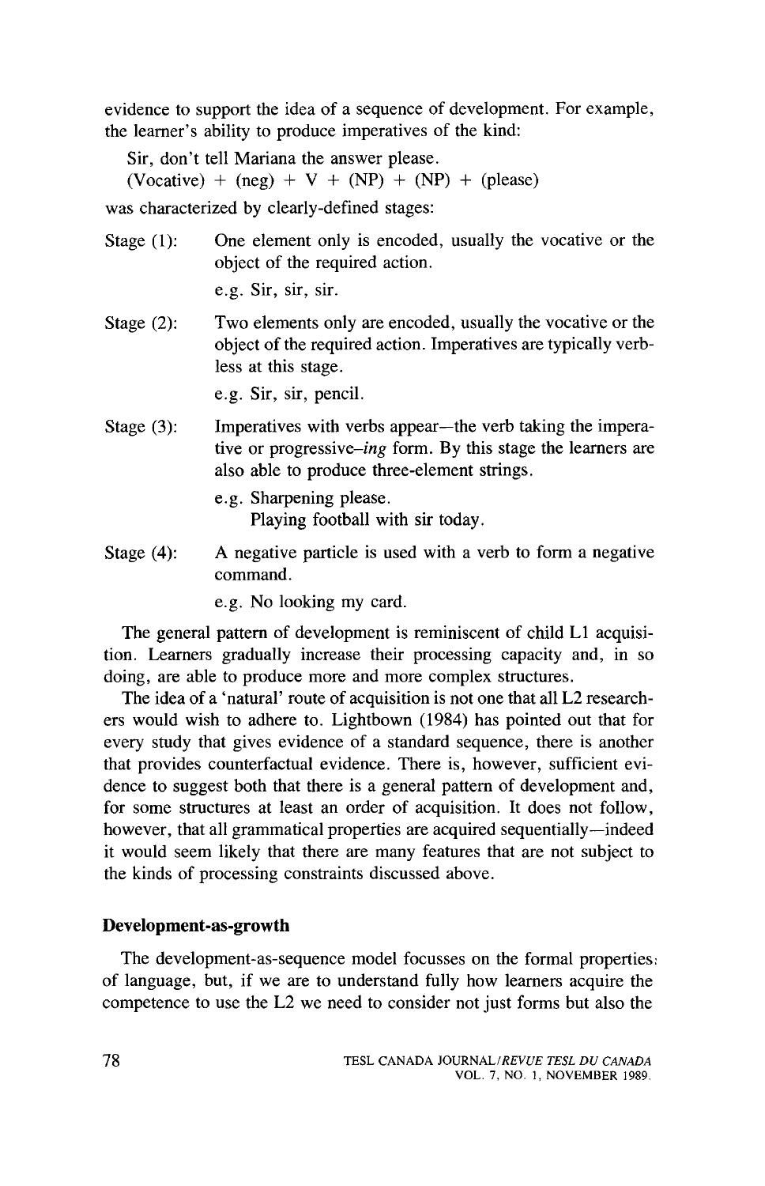evidence to support the idea of a sequence of development. For example, the learner's ability to produce imperatives of the kind:

Sir, don't tell Mariana the answer please.
(Vocative) + (neg) + V + (NP) + (NP) + (please)

was characterized by clearly-defined stages:

Stage (1): One element only is encoded, usually the vocative or the object of the required action.
e.g. Sir, sir, sir.

Stage (2): Two elements only are encoded, usually the vocative or the object of the required action. Imperatives are typically verbless at this stage.
e.g. Sir, sir, pencil.

Stage (3): Imperatives with verbs appear—the verb taking the imperative or progressive-*ing* form. By this stage the learners are also able to produce three-element strings.
e.g. Sharpening please.
Playing football with sir today.

Stage (4): A negative particle is used with a verb to form a negative command.
e.g. No looking my card.

The general pattern of development is reminiscent of child L1 acquisition. Learners gradually increase their processing capacity and, in so doing, are able to produce more and more complex structures.

The idea of a 'natural' route of acquisition is not one that all L2 researchers would wish to adhere to. Lightbown (1984) has pointed out that for every study that gives evidence of a standard sequence, there is another that provides counterfactual evidence. There is, however, sufficient evidence to suggest both that there is a general pattern of development and, for some structures at least an order of acquisition. It does not follow, however, that all grammatical properties are acquired sequentially—indeed it would seem likely that there are many features that are not subject to the kinds of processing constraints discussed above.

### Development-as-growth

The development-as-sequence model focusses on the formal properties of language, but, if we are to understand fully how learners acquire the competence to use the L2 we need to consider not just forms but also the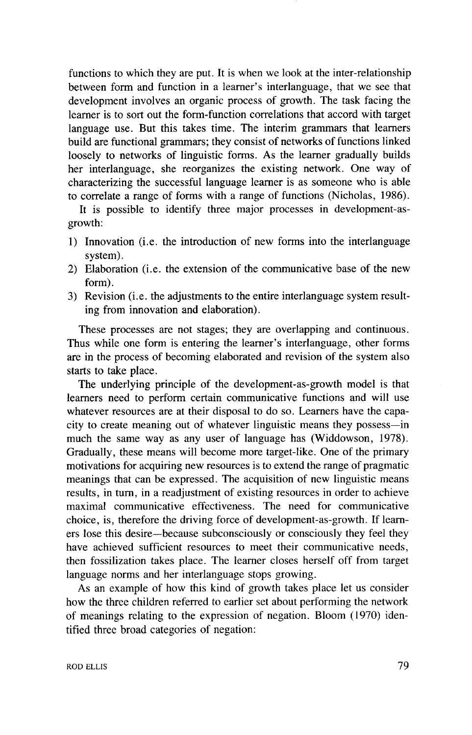functions to which they are put. It is when we look at the inter-relationship between form and function in a learner's interlanguage, that we see that development involves an organic process of growth. The task facing the learner is to sort out the form-function correlations that accord with target language use. But this takes time. The interim grammars that learners build are functional grammars; they consist of networks of functions linked loosely to networks of linguistic forms. As the learner gradually builds her interlanguage, she reorganizes the existing network. One way of characterizing the successful language learner is as someone who is able to correlate a range of forms with a range of functions (Nicholas, 1986).

It is possible to identify three major processes in development-as-growth:

1) Innovation (i.e. the introduction of new forms into the interlanguage system).
2) Elaboration (i.e. the extension of the communicative base of the new form).
3) Revision (i.e. the adjustments to the entire interlanguage system resulting from innovation and elaboration).

These processes are not stages; they are overlapping and continuous. Thus while one form is entering the learner's interlanguage, other forms are in the process of becoming elaborated and revision of the system also starts to take place.

The underlying principle of the development-as-growth model is that learners need to perform certain communicative functions and will use whatever resources are at their disposal to do so. Learners have the capacity to create meaning out of whatever linguistic means they possess—in much the same way as any user of language has (Widdowson, 1978). Gradually, these means will become more target-like. One of the primary motivations for acquiring new resources is to extend the range of pragmatic meanings that can be expressed. The acquisition of new linguistic means results, in turn, in a readjustment of existing resources in order to achieve maximal communicative effectiveness. The need for communicative choice, is, therefore the driving force of development-as-growth. If learners lose this desire—because subconsciously or consciously they feel they have achieved sufficient resources to meet their communicative needs, then fossilization takes place. The learner closes herself off from target language norms and her interlanguage stops growing.

As an example of how this kind of growth takes place let us consider how the three children referred to earlier set about performing the network of meanings relating to the expression of negation. Bloom (1970) identified three broad categories of negation: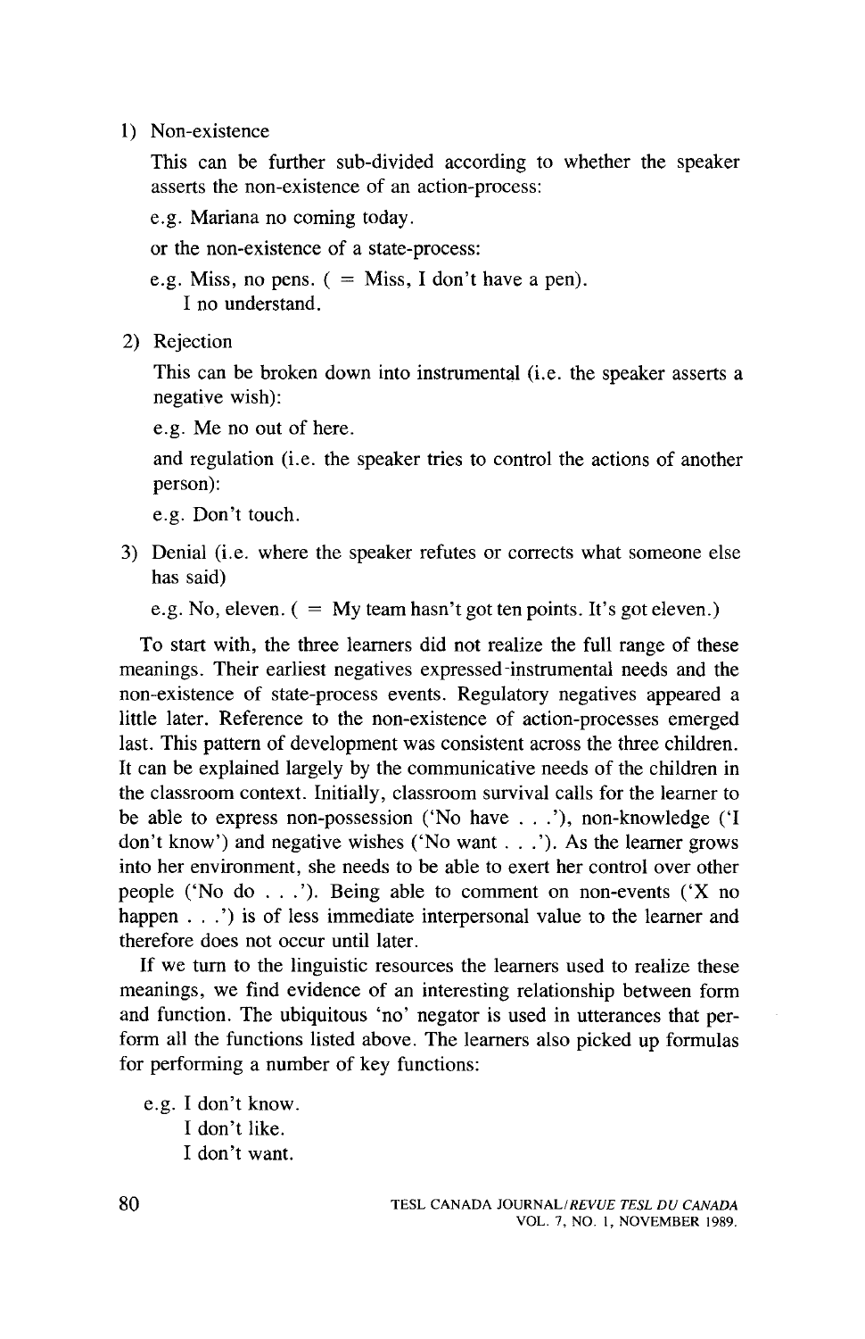1) Non-existence

   This can be further sub-divided according to whether the speaker asserts the non-existence of an action-process:

   e.g. Mariana no coming today.

   or the non-existence of a state-process:

   e.g. Miss, no pens. ( = Miss, I don't have a pen).
   I no understand.

2) Rejection

   This can be broken down into instrumental (i.e. the speaker asserts a negative wish):

   e.g. Me no out of here.

   and regulation (i.e. the speaker tries to control the actions of another person):

   e.g. Don't touch.

3) Denial (i.e. where the speaker refutes or corrects what someone else has said)

   e.g. No, eleven. ( = My team hasn't got ten points. It's got eleven.)

To start with, the three learners did not realize the full range of these meanings. Their earliest negatives expressed instrumental needs and the non-existence of state-process events. Regulatory negatives appeared a little later. Reference to the non-existence of action-processes emerged last. This pattern of development was consistent across the three children. It can be explained largely by the communicative needs of the children in the classroom context. Initially, classroom survival calls for the learner to be able to express non-possession ('No have . . .'), non-knowledge ('I don't know') and negative wishes ('No want . . .'). As the learner grows into her environment, she needs to be able to exert her control over other people ('No do . . .'). Being able to comment on non-events ('X no happen . . .') is of less immediate interpersonal value to the learner and therefore does not occur until later.

If we turn to the linguistic resources the learners used to realize these meanings, we find evidence of an interesting relationship between form and function. The ubiquitous 'no' negator is used in utterances that perform all the functions listed above. The learners also picked up formulas for performing a number of key functions:

e.g. I don't know.
I don't like.
I don't want.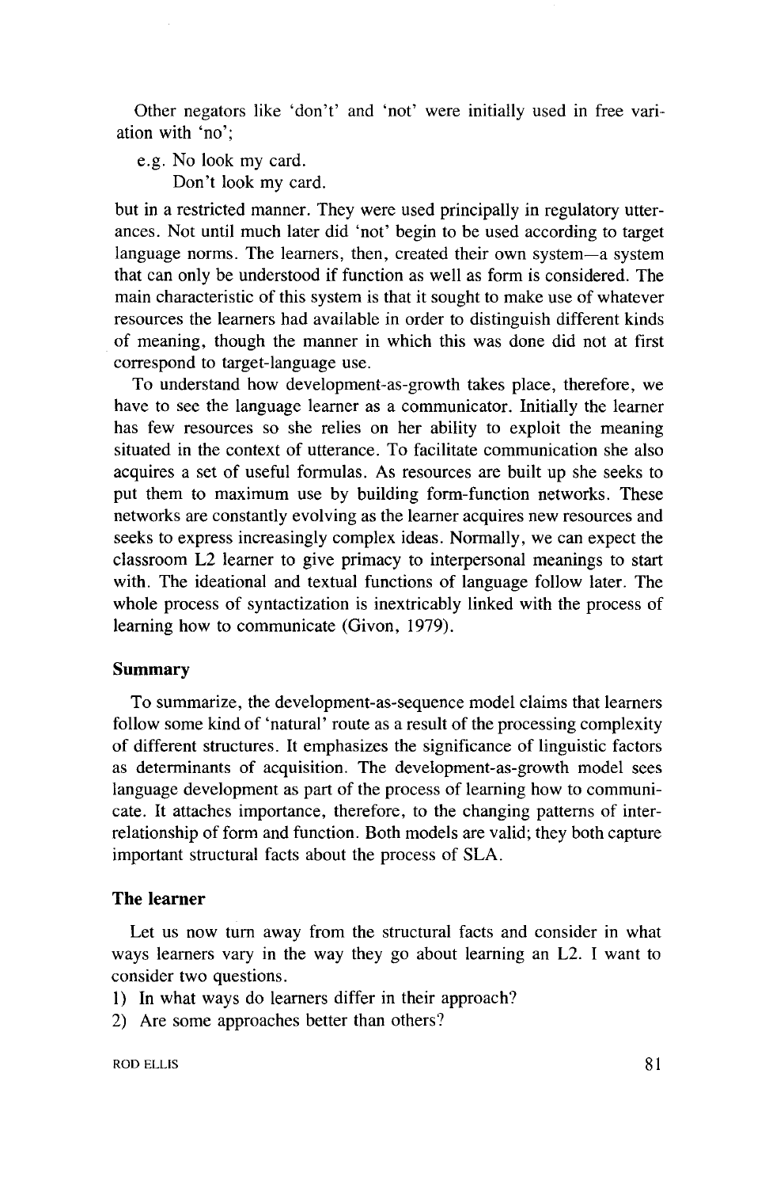Other negators like 'don't' and 'not' were initially used in free variation with 'no';

e.g. No look my card.
    Don't look my card.

but in a restricted manner. They were used principally in regulatory utterances. Not until much later did 'not' begin to be used according to target language norms. The learners, then, created their own system—a system that can only be understood if function as well as form is considered. The main characteristic of this system is that it sought to make use of whatever resources the learners had available in order to distinguish different kinds of meaning, though the manner in which this was done did not at first correspond to target-language use.

To understand how development-as-growth takes place, therefore, we have to see the language learner as a communicator. Initially the learner has few resources so she relies on her ability to exploit the meaning situated in the context of utterance. To facilitate communication she also acquires a set of useful formulas. As resources are built up she seeks to put them to maximum use by building form-function networks. These networks are constantly evolving as the learner acquires new resources and seeks to express increasingly complex ideas. Normally, we can expect the classroom L2 learner to give primacy to interpersonal meanings to start with. The ideational and textual functions of language follow later. The whole process of syntactization is inextricably linked with the process of learning how to communicate (Givon, 1979).

## Summary

To summarize, the development-as-sequence model claims that learners follow some kind of 'natural' route as a result of the processing complexity of different structures. It emphasizes the significance of linguistic factors as determinants of acquisition. The development-as-growth model sees language development as part of the process of learning how to communicate. It attaches importance, therefore, to the changing patterns of interrelationship of form and function. Both models are valid; they both capture important structural facts about the process of SLA.

## The learner

Let us now turn away from the structural facts and consider in what ways learners vary in the way they go about learning an L2. I want to consider two questions.

1) In what ways do learners differ in their approach?
2) Are some approaches better than others?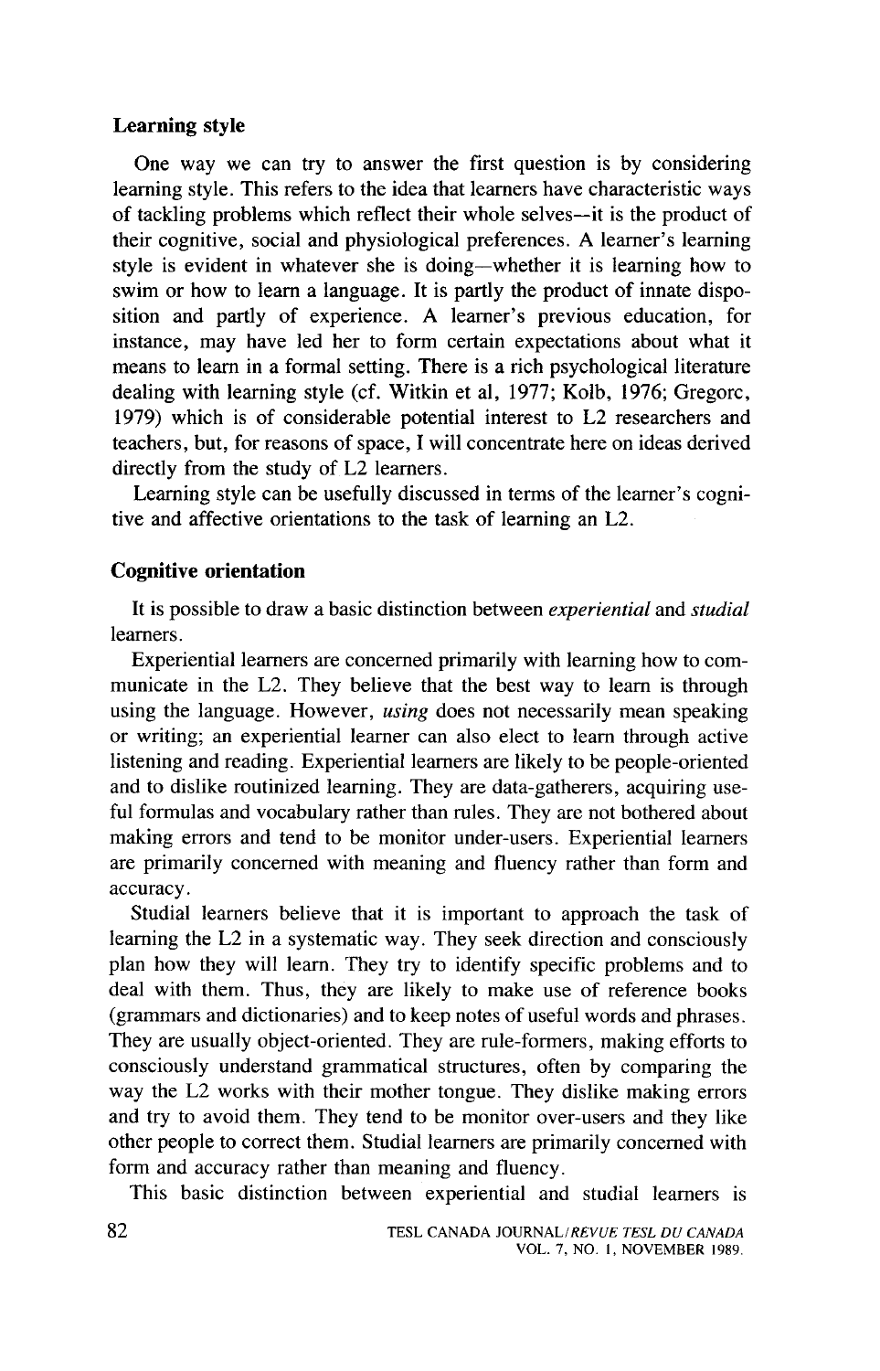### Learning style

One way we can try to answer the first question is by considering learning style. This refers to the idea that learners have characteristic ways of tackling problems which reflect their whole selves--it is the product of their cognitive, social and physiological preferences. A learner's learning style is evident in whatever she is doing—whether it is learning how to swim or how to learn a language. It is partly the product of innate disposition and partly of experience. A learner's previous education, for instance, may have led her to form certain expectations about what it means to learn in a formal setting. There is a rich psychological literature dealing with learning style (cf. Witkin et al, 1977; Kolb, 1976; Gregorc, 1979) which is of considerable potential interest to L2 researchers and teachers, but, for reasons of space, I will concentrate here on ideas derived directly from the study of L2 learners.

Learning style can be usefully discussed in terms of the learner's cognitive and affective orientations to the task of learning an L2.

### Cognitive orientation

It is possible to draw a basic distinction between *experiential* and *studial* learners.

Experiential learners are concerned primarily with learning how to communicate in the L2. They believe that the best way to learn is through using the language. However, *using* does not necessarily mean speaking or writing; an experiential learner can also elect to learn through active listening and reading. Experiential learners are likely to be people-oriented and to dislike routinized learning. They are data-gatherers, acquiring useful formulas and vocabulary rather than rules. They are not bothered about making errors and tend to be monitor under-users. Experiential learners are primarily concerned with meaning and fluency rather than form and accuracy.

Studial learners believe that it is important to approach the task of learning the L2 in a systematic way. They seek direction and consciously plan how they will learn. They try to identify specific problems and to deal with them. Thus, they are likely to make use of reference books (grammars and dictionaries) and to keep notes of useful words and phrases. They are usually object-oriented. They are rule-formers, making efforts to consciously understand grammatical structures, often by comparing the way the L2 works with their mother tongue. They dislike making errors and try to avoid them. They tend to be monitor over-users and they like other people to correct them. Studial learners are primarily concerned with form and accuracy rather than meaning and fluency.

This basic distinction between experiential and studial learners is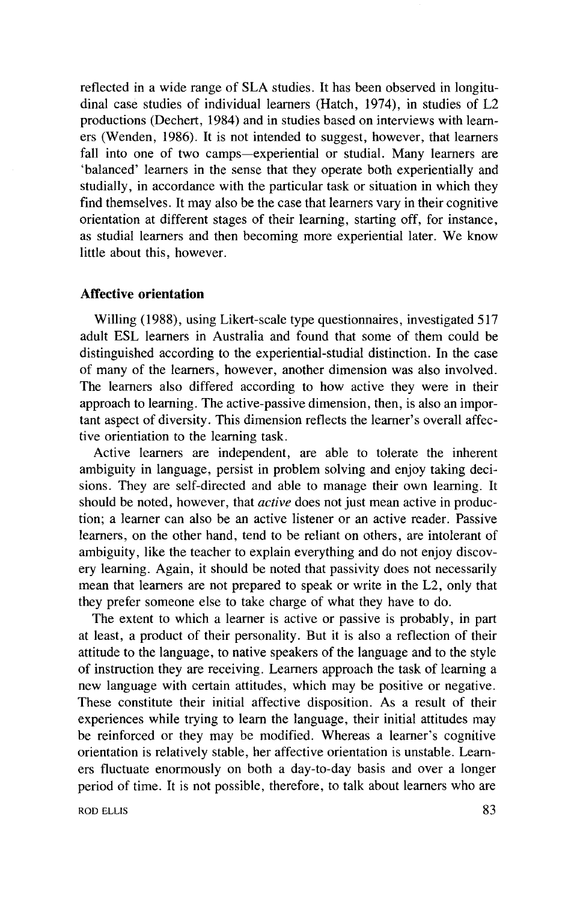reflected in a wide range of SLA studies. It has been observed in longitudinal case studies of individual learners (Hatch, 1974), in studies of L2 productions (Dechert, 1984) and in studies based on interviews with learners (Wenden, 1986). It is not intended to suggest, however, that learners fall into one of two camps—experiential or studial. Many learners are 'balanced' learners in the sense that they operate both experientially and studially, in accordance with the particular task or situation in which they find themselves. It may also be the case that learners vary in their cognitive orientation at different stages of their learning, starting off, for instance, as studial learners and then becoming more experiential later. We know little about this, however.

### Affective orientation

Willing (1988), using Likert-scale type questionnaires, investigated 517 adult ESL learners in Australia and found that some of them could be distinguished according to the experiential-studial distinction. In the case of many of the learners, however, another dimension was also involved. The learners also differed according to how active they were in their approach to learning. The active-passive dimension, then, is also an important aspect of diversity. This dimension reflects the learner's overall affective orientiation to the learning task.

Active learners are independent, are able to tolerate the inherent ambiguity in language, persist in problem solving and enjoy taking decisions. They are self-directed and able to manage their own learning. It should be noted, however, that *active* does not just mean active in production; a learner can also be an active listener or an active reader. Passive learners, on the other hand, tend to be reliant on others, are intolerant of ambiguity, like the teacher to explain everything and do not enjoy discovery learning. Again, it should be noted that passivity does not necessarily mean that learners are not prepared to speak or write in the L2, only that they prefer someone else to take charge of what they have to do.

The extent to which a learner is active or passive is probably, in part at least, a product of their personality. But it is also a reflection of their attitude to the language, to native speakers of the language and to the style of instruction they are receiving. Learners approach the task of learning a new language with certain attitudes, which may be positive or negative. These constitute their initial affective disposition. As a result of their experiences while trying to learn the language, their initial attitudes may be reinforced or they may be modified. Whereas a learner's cognitive orientation is relatively stable, her affective orientation is unstable. Learners fluctuate enormously on both a day-to-day basis and over a longer period of time. It is not possible, therefore, to talk about learners who are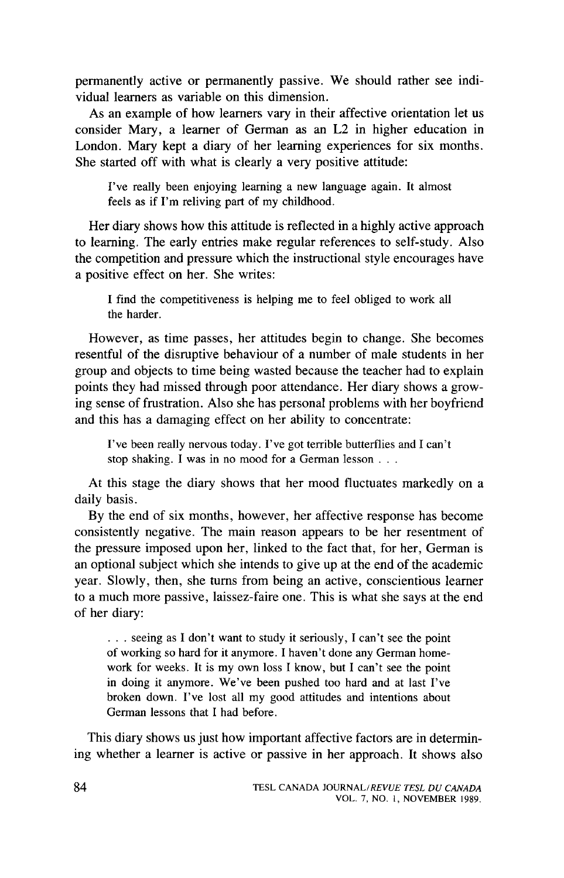permanently active or permanently passive. We should rather see individual learners as variable on this dimension.

As an example of how learners vary in their affective orientation let us consider Mary, a learner of German as an L2 in higher education in London. Mary kept a diary of her learning experiences for six months. She started off with what is clearly a very positive attitude:

> I've really been enjoying learning a new language again. It almost feels as if I'm reliving part of my childhood.

Her diary shows how this attitude is reflected in a highly active approach to learning. The early entries make regular references to self-study. Also the competition and pressure which the instructional style encourages have a positive effect on her. She writes:

> I find the competitiveness is helping me to feel obliged to work all the harder.

However, as time passes, her attitudes begin to change. She becomes resentful of the disruptive behaviour of a number of male students in her group and objects to time being wasted because the teacher had to explain points they had missed through poor attendance. Her diary shows a growing sense of frustration. Also she has personal problems with her boyfriend and this has a damaging effect on her ability to concentrate:

> I've been really nervous today. I've got terrible butterflies and I can't stop shaking. I was in no mood for a German lesson . . .

At this stage the diary shows that her mood fluctuates markedly on a daily basis.

By the end of six months, however, her affective response has become consistently negative. The main reason appears to be her resentment of the pressure imposed upon her, linked to the fact that, for her, German is an optional subject which she intends to give up at the end of the academic year. Slowly, then, she turns from being an active, conscientious learner to a much more passive, laissez-faire one. This is what she says at the end of her diary:

> . . . seeing as I don't want to study it seriously, I can't see the point of working so hard for it anymore. I haven't done any German homework for weeks. It is my own loss I know, but I can't see the point in doing it anymore. We've been pushed too hard and at last I've broken down. I've lost all my good attitudes and intentions about German lessons that I had before.

This diary shows us just how important affective factors are in determining whether a learner is active or passive in her approach. It shows also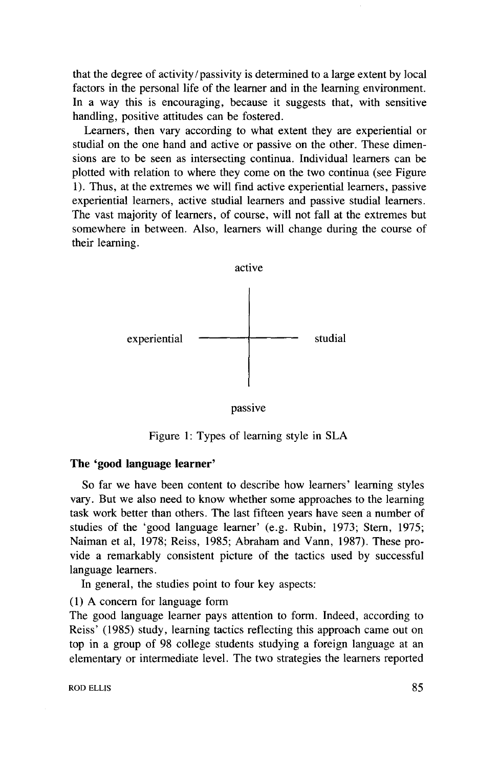that the degree of activity/passivity is determined to a large extent by local factors in the personal life of the learner and in the learning environment. In a way this is encouraging, because it suggests that, with sensitive handling, positive attitudes can be fostered.

Learners, then vary according to what extent they are experiential or studial on the one hand and active or passive on the other. These dimensions are to be seen as intersecting continua. Individual learners can be plotted with relation to where they come on the two continua (see Figure 1). Thus, at the extremes we will find active experiential learners, passive experiential learners, active studial learners and passive studial learners. The vast majority of learners, of course, will not fall at the extremes but somewhere in between. Also, learners will change during the course of their learning.

```
                    active
                       |
                       |
  experiential  ———————+———————  studial
                       |
                       |
                    passive
```

Figure 1: Types of learning style in SLA

### The 'good language learner'

So far we have been content to describe how learners' learning styles vary. But we also need to know whether some approaches to the learning task work better than others. The last fifteen years have seen a number of studies of the 'good language learner' (e.g. Rubin, 1973; Stern, 1975; Naiman et al, 1978; Reiss, 1985; Abraham and Vann, 1987). These provide a remarkably consistent picture of the tactics used by successful language learners.

In general, the studies point to four key aspects:

(1) A concern for language form

The good language learner pays attention to form. Indeed, according to Reiss' (1985) study, learning tactics reflecting this approach came out on top in a group of 98 college students studying a foreign language at an elementary or intermediate level. The two strategies the learners reported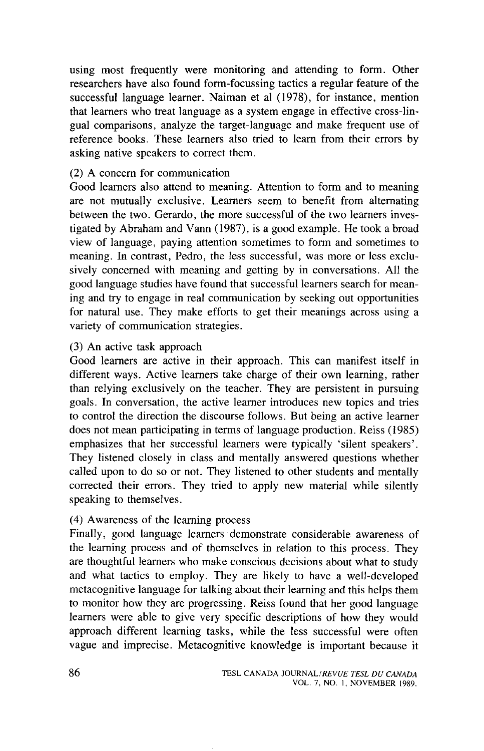using most frequently were monitoring and attending to form. Other researchers have also found form-focussing tactics a regular feature of the successful language learner. Naiman et al (1978), for instance, mention that learners who treat language as a system engage in effective cross-lingual comparisons, analyze the target-language and make frequent use of reference books. These learners also tried to learn from their errors by asking native speakers to correct them.

(2) A concern for communication

Good learners also attend to meaning. Attention to form and to meaning are not mutually exclusive. Learners seem to benefit from alternating between the two. Gerardo, the more successful of the two learners investigated by Abraham and Vann (1987), is a good example. He took a broad view of language, paying attention sometimes to form and sometimes to meaning. In contrast, Pedro, the less successful, was more or less exclusively concerned with meaning and getting by in conversations. All the good language studies have found that successful learners search for meaning and try to engage in real communication by seeking out opportunities for natural use. They make efforts to get their meanings across using a variety of communication strategies.

(3) An active task approach

Good learners are active in their approach. This can manifest itself in different ways. Active learners take charge of their own learning, rather than relying exclusively on the teacher. They are persistent in pursuing goals. In conversation, the active learner introduces new topics and tries to control the direction the discourse follows. But being an active learner does not mean participating in terms of language production. Reiss (1985) emphasizes that her successful learners were typically 'silent speakers'. They listened closely in class and mentally answered questions whether called upon to do so or not. They listened to other students and mentally corrected their errors. They tried to apply new material while silently speaking to themselves.

(4) Awareness of the learning process

Finally, good language learners demonstrate considerable awareness of the learning process and of themselves in relation to this process. They are thoughtful learners who make conscious decisions about what to study and what tactics to employ. They are likely to have a well-developed metacognitive language for talking about their learning and this helps them to monitor how they are progressing. Reiss found that her good language learners were able to give very specific descriptions of how they would approach different learning tasks, while the less successful were often vague and imprecise. Metacognitive knowledge is important because it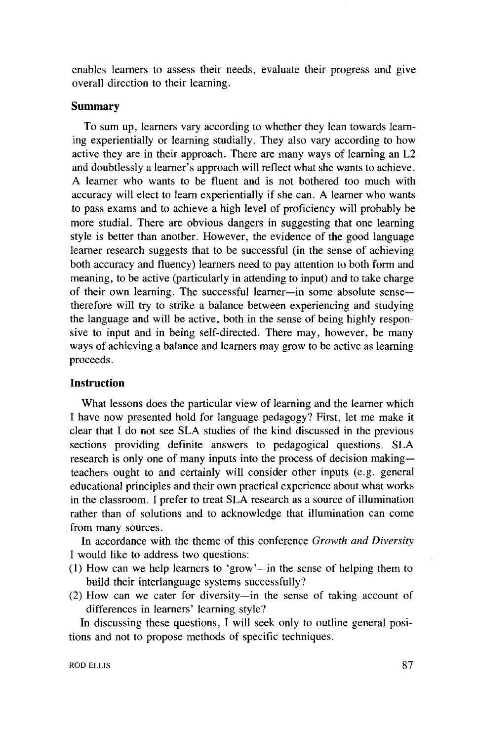enables learners to assess their needs, evaluate their progress and give overall direction to their learning.

### Summary

To sum up, learners vary according to whether they lean towards learning experientially or learning studially. They also vary according to how active they are in their approach. There are many ways of learning an L2 and doubtlessly a learner's approach will reflect what she wants to achieve. A learner who wants to be fluent and is not bothered too much with accuracy will elect to learn experientially if she can. A learner who wants to pass exams and to achieve a high level of proficiency will probably be more studial. There are obvious dangers in suggesting that one learning style is better than another. However, the evidence of the good language learner research suggests that to be successful (in the sense of achieving both accuracy and fluency) learners need to pay attention to both form and meaning, to be active (particularly in attending to input) and to take charge of their own learning. The successful learner—in some absolute sense—therefore will try to strike a balance between experiencing and studying the language and will be active, both in the sense of being highly responsive to input and in being self-directed. There may, however, be many ways of achieving a balance and learners may grow to be active as learning proceeds.

### Instruction

What lessons does the particular view of learning and the learner which I have now presented hold for language pedagogy? First, let me make it clear that I do not see SLA studies of the kind discussed in the previous sections providing definite answers to pedagogical questions. SLA research is only one of many inputs into the process of decision making—teachers ought to and certainly will consider other inputs (e.g. general educational principles and their own practical experience about what works in the classroom. I prefer to treat SLA research as a source of illumination rather than of solutions and to acknowledge that illumination can come from many sources.

In accordance with the theme of this conference *Growth and Diversity* I would like to address two questions:

(1) How can we help learners to 'grow'—in the sense of helping them to build their interlanguage systems successfully?
(2) How can we cater for diversity—in the sense of taking account of differences in learners' learning style?

In discussing these questions, I will seek only to outline general positions and not to propose methods of specific techniques.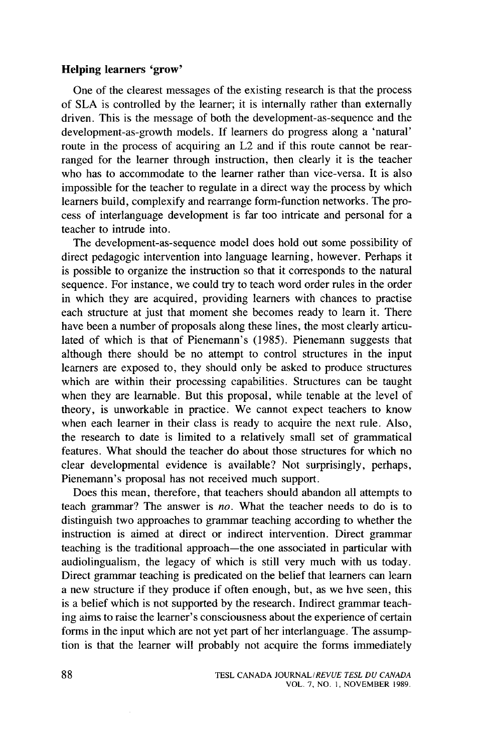### Helping learners 'grow'

One of the clearest messages of the existing research is that the process of SLA is controlled by the learner; it is internally rather than externally driven. This is the message of both the development-as-sequence and the development-as-growth models. If learners do progress along a 'natural' route in the process of acquiring an L2 and if this route cannot be rearranged for the learner through instruction, then clearly it is the teacher who has to accommodate to the learner rather than vice-versa. It is also impossible for the teacher to regulate in a direct way the process by which learners build, complexify and rearrange form-function networks. The process of interlanguage development is far too intricate and personal for a teacher to intrude into.

The development-as-sequence model does hold out some possibility of direct pedagogic intervention into language learning, however. Perhaps it is possible to organize the instruction so that it corresponds to the natural sequence. For instance, we could try to teach word order rules in the order in which they are acquired, providing learners with chances to practise each structure at just that moment she becomes ready to learn it. There have been a number of proposals along these lines, the most clearly articulated of which is that of Pienemann's (1985). Pienemann suggests that although there should be no attempt to control structures in the input learners are exposed to, they should only be asked to produce structures which are within their processing capabilities. Structures can be taught when they are learnable. But this proposal, while tenable at the level of theory, is unworkable in practice. We cannot expect teachers to know when each learner in their class is ready to acquire the next rule. Also, the research to date is limited to a relatively small set of grammatical features. What should the teacher do about those structures for which no clear developmental evidence is available? Not surprisingly, perhaps, Pienemann's proposal has not received much support.

Does this mean, therefore, that teachers should abandon all attempts to teach grammar? The answer is *no*. What the teacher needs to do is to distinguish two approaches to grammar teaching according to whether the instruction is aimed at direct or indirect intervention. Direct grammar teaching is the traditional approach—the one associated in particular with audiolingualism, the legacy of which is still very much with us today. Direct grammar teaching is predicated on the belief that learners can learn a new structure if they produce if often enough, but, as we hve seen, this is a belief which is not supported by the research. Indirect grammar teaching aims to raise the learner's consciousness about the experience of certain forms in the input which are not yet part of her interlanguage. The assumption is that the learner will probably not acquire the forms immediately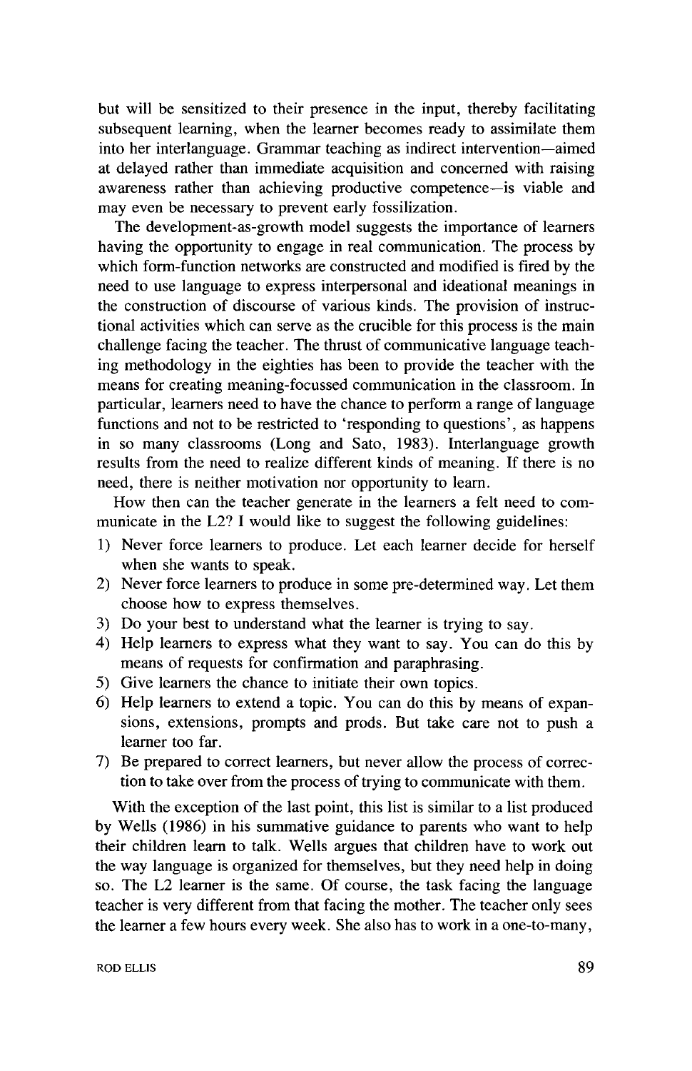but will be sensitized to their presence in the input, thereby facilitating subsequent learning, when the learner becomes ready to assimilate them into her interlanguage. Grammar teaching as indirect intervention—aimed at delayed rather than immediate acquisition and concerned with raising awareness rather than achieving productive competence—is viable and may even be necessary to prevent early fossilization.

The development-as-growth model suggests the importance of learners having the opportunity to engage in real communication. The process by which form-function networks are constructed and modified is fired by the need to use language to express interpersonal and ideational meanings in the construction of discourse of various kinds. The provision of instructional activities which can serve as the crucible for this process is the main challenge facing the teacher. The thrust of communicative language teaching methodology in the eighties has been to provide the teacher with the means for creating meaning-focussed communication in the classroom. In particular, learners need to have the chance to perform a range of language functions and not to be restricted to 'responding to questions', as happens in so many classrooms (Long and Sato, 1983). Interlanguage growth results from the need to realize different kinds of meaning. If there is no need, there is neither motivation nor opportunity to learn.

How then can the teacher generate in the learners a felt need to communicate in the L2? I would like to suggest the following guidelines:

1) Never force learners to produce. Let each learner decide for herself when she wants to speak.
2) Never force learners to produce in some pre-determined way. Let them choose how to express themselves.
3) Do your best to understand what the learner is trying to say.
4) Help learners to express what they want to say. You can do this by means of requests for confirmation and paraphrasing.
5) Give learners the chance to initiate their own topics.
6) Help learners to extend a topic. You can do this by means of expansions, extensions, prompts and prods. But take care not to push a learner too far.
7) Be prepared to correct learners, but never allow the process of correction to take over from the process of trying to communicate with them.

With the exception of the last point, this list is similar to a list produced by Wells (1986) in his summative guidance to parents who want to help their children learn to talk. Wells argues that children have to work out the way language is organized for themselves, but they need help in doing so. The L2 learner is the same. Of course, the task facing the language teacher is very different from that facing the mother. The teacher only sees the learner a few hours every week. She also has to work in a one-to-many,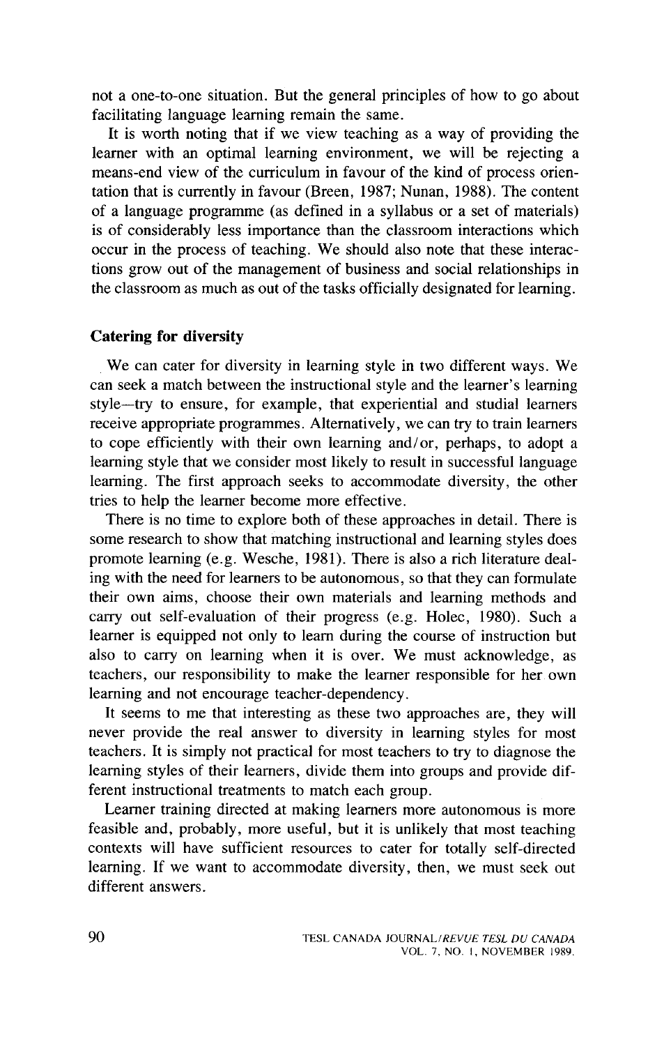not a one-to-one situation. But the general principles of how to go about facilitating language learning remain the same.

It is worth noting that if we view teaching as a way of providing the learner with an optimal learning environment, we will be rejecting a means-end view of the curriculum in favour of the kind of process orientation that is currently in favour (Breen, 1987; Nunan, 1988). The content of a language programme (as defined in a syllabus or a set of materials) is of considerably less importance than the classroom interactions which occur in the process of teaching. We should also note that these interactions grow out of the management of business and social relationships in the classroom as much as out of the tasks officially designated for learning.

### Catering for diversity

We can cater for diversity in learning style in two different ways. We can seek a match between the instructional style and the learner's learning style—try to ensure, for example, that experiential and studial learners receive appropriate programmes. Alternatively, we can try to train learners to cope efficiently with their own learning and/or, perhaps, to adopt a learning style that we consider most likely to result in successful language learning. The first approach seeks to accommodate diversity, the other tries to help the learner become more effective.

There is no time to explore both of these approaches in detail. There is some research to show that matching instructional and learning styles does promote learning (e.g. Wesche, 1981). There is also a rich literature dealing with the need for learners to be autonomous, so that they can formulate their own aims, choose their own materials and learning methods and carry out self-evaluation of their progress (e.g. Holec, 1980). Such a learner is equipped not only to learn during the course of instruction but also to carry on learning when it is over. We must acknowledge, as teachers, our responsibility to make the learner responsible for her own learning and not encourage teacher-dependency.

It seems to me that interesting as these two approaches are, they will never provide the real answer to diversity in learning styles for most teachers. It is simply not practical for most teachers to try to diagnose the learning styles of their learners, divide them into groups and provide different instructional treatments to match each group.

Learner training directed at making learners more autonomous is more feasible and, probably, more useful, but it is unlikely that most teaching contexts will have sufficient resources to cater for totally self-directed learning. If we want to accommodate diversity, then, we must seek out different answers.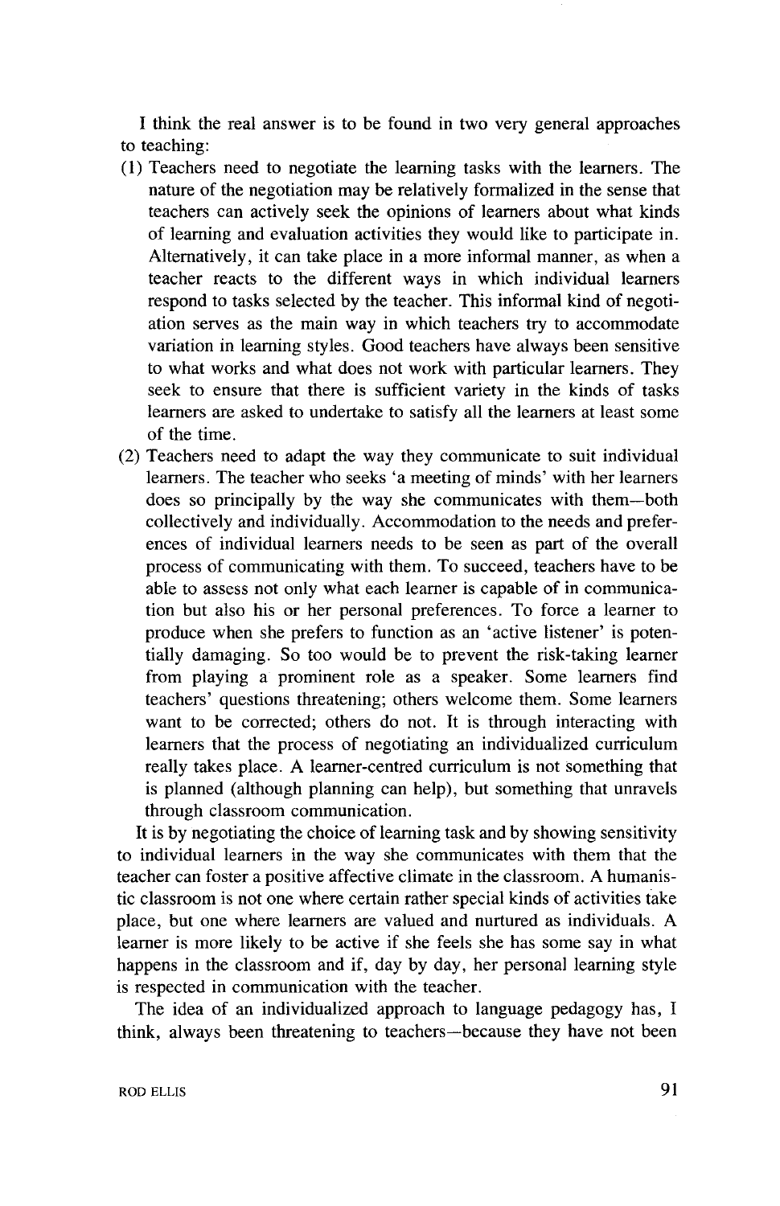I think the real answer is to be found in two very general approaches to teaching:

(1) Teachers need to negotiate the learning tasks with the learners. The nature of the negotiation may be relatively formalized in the sense that teachers can actively seek the opinions of learners about what kinds of learning and evaluation activities they would like to participate in. Alternatively, it can take place in a more informal manner, as when a teacher reacts to the different ways in which individual learners respond to tasks selected by the teacher. This informal kind of negotiation serves as the main way in which teachers try to accommodate variation in learning styles. Good teachers have always been sensitive to what works and what does not work with particular learners. They seek to ensure that there is sufficient variety in the kinds of tasks learners are asked to undertake to satisfy all the learners at least some of the time.

(2) Teachers need to adapt the way they communicate to suit individual learners. The teacher who seeks 'a meeting of minds' with her learners does so principally by the way she communicates with them—both collectively and individually. Accommodation to the needs and preferences of individual learners needs to be seen as part of the overall process of communicating with them. To succeed, teachers have to be able to assess not only what each learner is capable of in communication but also his or her personal preferences. To force a learner to produce when she prefers to function as an 'active listener' is potentially damaging. So too would be to prevent the risk-taking learner from playing a prominent role as a speaker. Some learners find teachers' questions threatening; others welcome them. Some learners want to be corrected; others do not. It is through interacting with learners that the process of negotiating an individualized curriculum really takes place. A learner-centred curriculum is not something that is planned (although planning can help), but something that unravels through classroom communication.

It is by negotiating the choice of learning task and by showing sensitivity to individual learners in the way she communicates with them that the teacher can foster a positive affective climate in the classroom. A humanistic classroom is not one where certain rather special kinds of activities take place, but one where learners are valued and nurtured as individuals. A learner is more likely to be active if she feels she has some say in what happens in the classroom and if, day by day, her personal learning style is respected in communication with the teacher.

The idea of an individualized approach to language pedagogy has, I think, always been threatening to teachers—because they have not been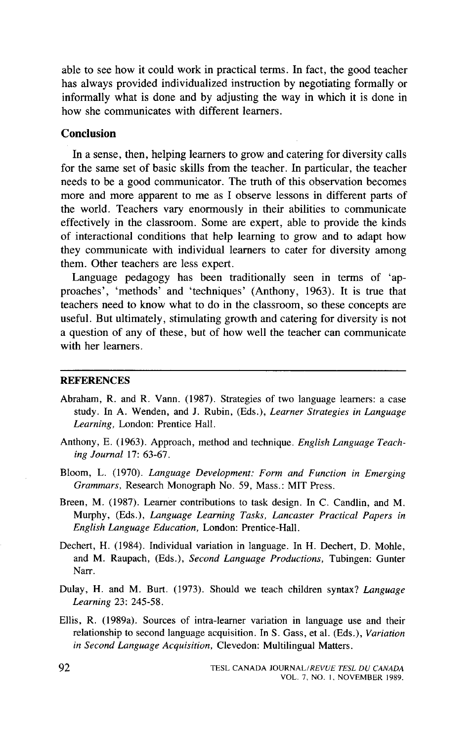able to see how it could work in practical terms. In fact, the good teacher has always provided individualized instruction by negotiating formally or informally what is done and by adjusting the way in which it is done in how she communicates with different learners.

## Conclusion

In a sense, then, helping learners to grow and catering for diversity calls for the same set of basic skills from the teacher. In particular, the teacher needs to be a good communicator. The truth of this observation becomes more and more apparent to me as I observe lessons in different parts of the world. Teachers vary enormously in their abilities to communicate effectively in the classroom. Some are expert, able to provide the kinds of interactional conditions that help learning to grow and to adapt how they communicate with individual learners to cater for diversity among them. Other teachers are less expert.

Language pedagogy has been traditionally seen in terms of 'approaches', 'methods' and 'techniques' (Anthony, 1963). It is true that teachers need to know what to do in the classroom, so these concepts are useful. But ultimately, stimulating growth and catering for diversity is not a question of any of these, but of how well the teacher can communicate with her learners.

## REFERENCES

Abraham, R. and R. Vann. (1987). Strategies of two language learners: a case study. In A. Wenden, and J. Rubin, (Eds.), *Learner Strategies in Language Learning*, London: Prentice Hall.

Anthony, E. (1963). Approach, method and technique. *English Language Teaching Journal* 17: 63-67.

Bloom, L. (1970). *Language Development: Form and Function in Emerging Grammars*, Research Monograph No. 59, Mass.: MIT Press.

Breen, M. (1987). Learner contributions to task design. In C. Candlin, and M. Murphy, (Eds.), *Language Learning Tasks, Lancaster Practical Papers in English Language Education*, London: Prentice-Hall.

Dechert, H. (1984). Individual variation in language. In H. Dechert, D. Mohle, and M. Raupach, (Eds.), *Second Language Productions*, Tubingen: Gunter Narr.

Dulay, H. and M. Burt. (1973). Should we teach children syntax? *Language Learning* 23: 245-58.

Ellis, R. (1989a). Sources of intra-learner variation in language use and their relationship to second language acquisition. In S. Gass, et al. (Eds.), *Variation in Second Language Acquisition*, Clevedon: Multilingual Matters.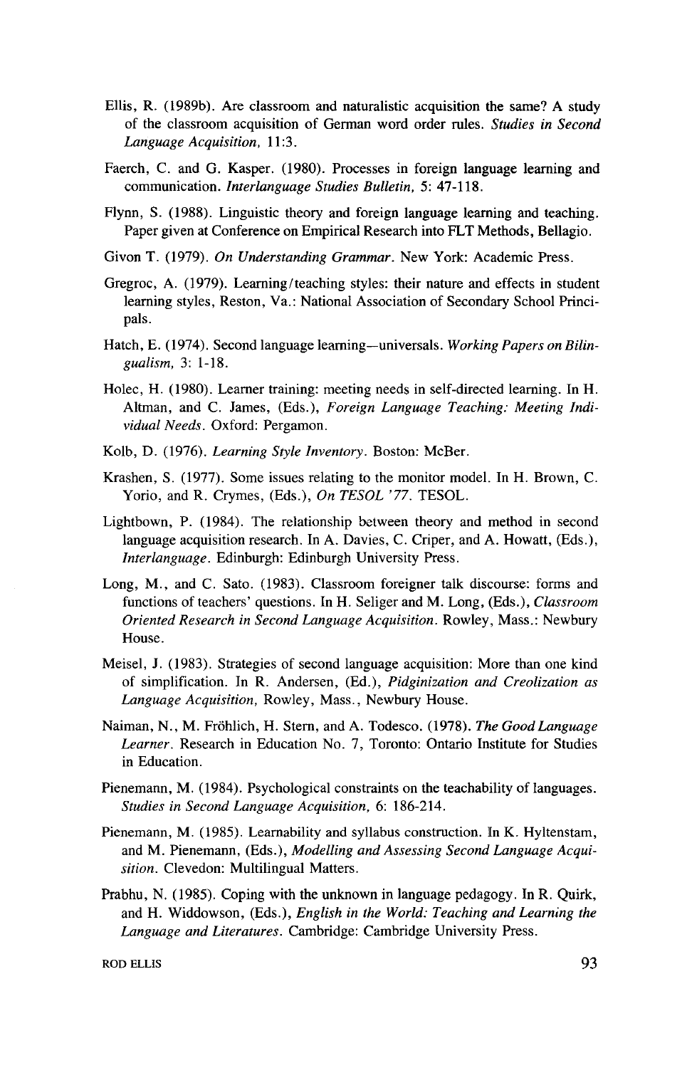Ellis, R. (1989b). Are classroom and naturalistic acquisition the same? A study of the classroom acquisition of German word order rules. *Studies in Second Language Acquisition,* 11:3.

Faerch, C. and G. Kasper. (1980). Processes in foreign language learning and communication. *Interlanguage Studies Bulletin,* 5: 47-118.

Flynn, S. (1988). Linguistic theory and foreign language learning and teaching. Paper given at Conference on Empirical Research into FLT Methods, Bellagio.

Givon T. (1979). *On Understanding Grammar.* New York: Academic Press.

Gregroc, A. (1979). Learning/teaching styles: their nature and effects in student learning styles, Reston, Va.: National Association of Secondary School Principals.

Hatch, E. (1974). Second language learning—universals. *Working Papers on Bilingualism,* 3: 1-18.

Holec, H. (1980). Learner training: meeting needs in self-directed learning. In H. Altman, and C. James, (Eds.), *Foreign Language Teaching: Meeting Individual Needs.* Oxford: Pergamon.

Kolb, D. (1976). *Learning Style Inventory.* Boston: McBer.

Krashen, S. (1977). Some issues relating to the monitor model. In H. Brown, C. Yorio, and R. Crymes, (Eds.), *On TESOL '77.* TESOL.

Lightbown, P. (1984). The relationship between theory and method in second language acquisition research. In A. Davies, C. Criper, and A. Howatt, (Eds.), *Interlanguage.* Edinburgh: Edinburgh University Press.

Long, M., and C. Sato. (1983). Classroom foreigner talk discourse: forms and functions of teachers' questions. In H. Seliger and M. Long, (Eds.), *Classroom Oriented Research in Second Language Acquisition.* Rowley, Mass.: Newbury House.

Meisel, J. (1983). Strategies of second language acquisition: More than one kind of simplification. In R. Andersen, (Ed.), *Pidginization and Creolization as Language Acquisition,* Rowley, Mass., Newbury House.

Naiman, N., M. Fröhlich, H. Stern, and A. Todesco. (1978). *The Good Language Learner.* Research in Education No. 7, Toronto: Ontario Institute for Studies in Education.

Pienemann, M. (1984). Psychological constraints on the teachability of languages. *Studies in Second Language Acquisition,* 6: 186-214.

Pienemann, M. (1985). Learnability and syllabus construction. In K. Hyltenstam, and M. Pienemann, (Eds.), *Modelling and Assessing Second Language Acquisition.* Clevedon: Multilingual Matters.

Prabhu, N. (1985). Coping with the unknown in language pedagogy. In R. Quirk, and H. Widdowson, (Eds.), *English in the World: Teaching and Learning the Language and Literatures.* Cambridge: Cambridge University Press.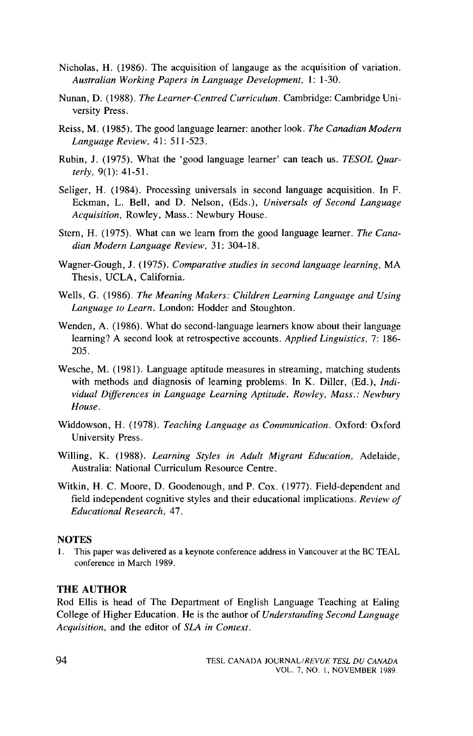Nicholas, H. (1986). The acquisition of langauge as the acquisition of variation. *Australian Working Papers in Language Development,* 1: 1-30.

Nunan, D. (1988). *The Learner-Centred Curriculum.* Cambridge: Cambridge University Press.

Reiss, M. (1985). The good language learner: another look. *The Canadian Modern Language Review,* 41: 511-523.

Rubin, J. (1975). What the 'good language learner' can teach us. *TESOL Quarterly,* 9(1): 41-51.

Seliger, H. (1984). Processing universals in second language acquisition. In F. Eckman, L. Bell, and D. Nelson, (Eds.), *Universals of Second Language Acquisition,* Rowley, Mass.: Newbury House.

Stern, H. (1975). What can we learn from the good language learner. *The Canadian Modern Language Review,* 31: 304-18.

Wagner-Gough, J. (1975). *Comparative studies in second language learning,* MA Thesis, UCLA, California.

Wells, G. (1986). *The Meaning Makers: Children Learning Language and Using Language to Learn.* London: Hodder and Stoughton.

Wenden, A. (1986). What do second-language learners know about their language learning? A second look at retrospective accounts. *Applied Linguistics,* 7: 186-205.

Wesche, M. (1981). Language aptitude measures in streaming, matching students with methods and diagnosis of learning problems. In K. Diller, (Ed.), *Individual Differences in Language Learning Aptitude, Rowley, Mass.: Newbury House.*

Widdowson, H. (1978). *Teaching Language as Communication.* Oxford: Oxford University Press.

Willing, K. (1988). *Learning Styles in Adult Migrant Education,* Adelaide, Australia: National Curriculum Resource Centre.

Witkin, H. C. Moore, D. Goodenough, and P. Cox. (1977). Field-dependent and field independent cognitive styles and their educational implications. *Review of Educational Research,* 47.

## NOTES

1. This paper was delivered as a keynote conference address in Vancouver at the BC TEAL conference in March 1989.

## THE AUTHOR

Rod Ellis is head of The Department of English Language Teaching at Ealing College of Higher Education. He is the author of *Understanding Second Language Acquisition,* and the editor of *SLA in Context.*